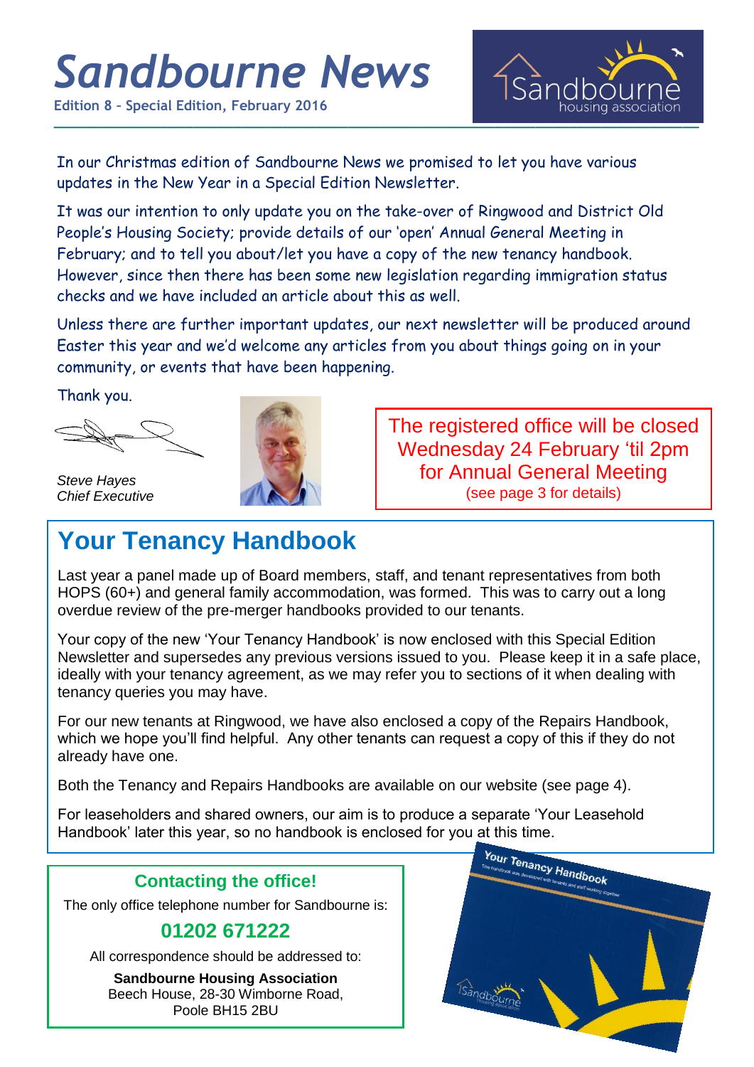# Sandbourne News

**Edition 8 - Special Edition, February 2016**

In our Christmas edition of Sandbourne News we promised to let you have various updates in the New Year in a Special Edition Newsletter.

It was our intention to only update you on the take-over of Ringwood and District Old People's Housing Society; provide details of our 'open' Annual General Meeting in February; and to tell you about/let you have a copy of the new tenancy handbook. However, since then there has been some new legislation regarding immigration status checks and we have included an article about this as well.

Unless there are further important updates, our next newsletter will be produced around Easter this year and we'd welcome any articles from you about things going on in your community, or events that have been happening.

Thank you.

*Steve Hayes*
*Chief Executive*

> The registered office will be closed Wednesday 24 February 'til 2pm for Annual General Meeting
> (see page 3 for details)

## Your Tenancy Handbook

Last year a panel made up of Board members, staff, and tenant representatives from both HOPS (60+) and general family accommodation, was formed. This was to carry out a long overdue review of the pre-merger handbooks provided to our tenants.

Your copy of the new 'Your Tenancy Handbook' is now enclosed with this Special Edition Newsletter and supersedes any previous versions issued to you. Please keep it in a safe place, ideally with your tenancy agreement, as we may refer you to sections of it when dealing with tenancy queries you may have.

For our new tenants at Ringwood, we have also enclosed a copy of the Repairs Handbook, which we hope you'll find helpful. Any other tenants can request a copy of this if they do not already have one.

Both the Tenancy and Repairs Handbooks are available on our website (see page 4).

For leaseholders and shared owners, our aim is to produce a separate 'Your Leasehold Handbook' later this year, so no handbook is enclosed for you at this time.

### Contacting the office!

The only office telephone number for Sandbourne is:

**01202 671222**

All correspondence should be addressed to:

**Sandbourne Housing Association**
Beech House, 28-30 Wimborne Road,
Poole BH15 2BU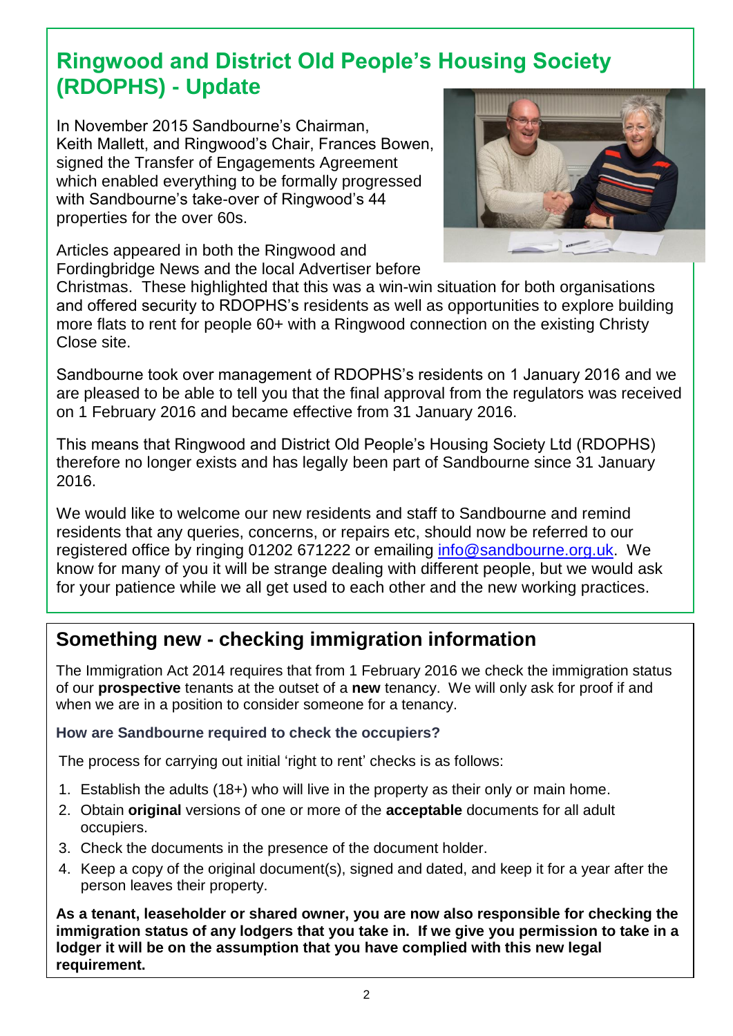## Ringwood and District Old People's Housing Society (RDOPHS) - Update

In November 2015 Sandbourne's Chairman, Keith Mallett, and Ringwood's Chair, Frances Bowen, signed the Transfer of Engagements Agreement which enabled everything to be formally progressed with Sandbourne's take-over of Ringwood's 44 properties for the over 60s.

Articles appeared in both the Ringwood and Fordingbridge News and the local Advertiser before Christmas. These highlighted that this was a win-win situation for both organisations and offered security to RDOPHS's residents as well as opportunities to explore building more flats to rent for people 60+ with a Ringwood connection on the existing Christy Close site.

Sandbourne took over management of RDOPHS's residents on 1 January 2016 and we are pleased to be able to tell you that the final approval from the regulators was received on 1 February 2016 and became effective from 31 January 2016.

This means that Ringwood and District Old People's Housing Society Ltd (RDOPHS) therefore no longer exists and has legally been part of Sandbourne since 31 January 2016.

We would like to welcome our new residents and staff to Sandbourne and remind residents that any queries, concerns, or repairs etc, should now be referred to our registered office by ringing 01202 671222 or emailing info@sandbourne.org.uk. We know for many of you it will be strange dealing with different people, but we would ask for your patience while we all get used to each other and the new working practices.

## Something new - checking immigration information

The Immigration Act 2014 requires that from 1 February 2016 we check the immigration status of our **prospective** tenants at the outset of a **new** tenancy. We will only ask for proof if and when we are in a position to consider someone for a tenancy.

### How are Sandbourne required to check the occupiers?

The process for carrying out initial 'right to rent' checks is as follows:

1. Establish the adults (18+) who will live in the property as their only or main home.
2. Obtain **original** versions of one or more of the **acceptable** documents for all adult occupiers.
3. Check the documents in the presence of the document holder.
4. Keep a copy of the original document(s), signed and dated, and keep it for a year after the person leaves their property.

**As a tenant, leaseholder or shared owner, you are now also responsible for checking the immigration status of any lodgers that you take in. If we give you permission to take in a lodger it will be on the assumption that you have complied with this new legal requirement.**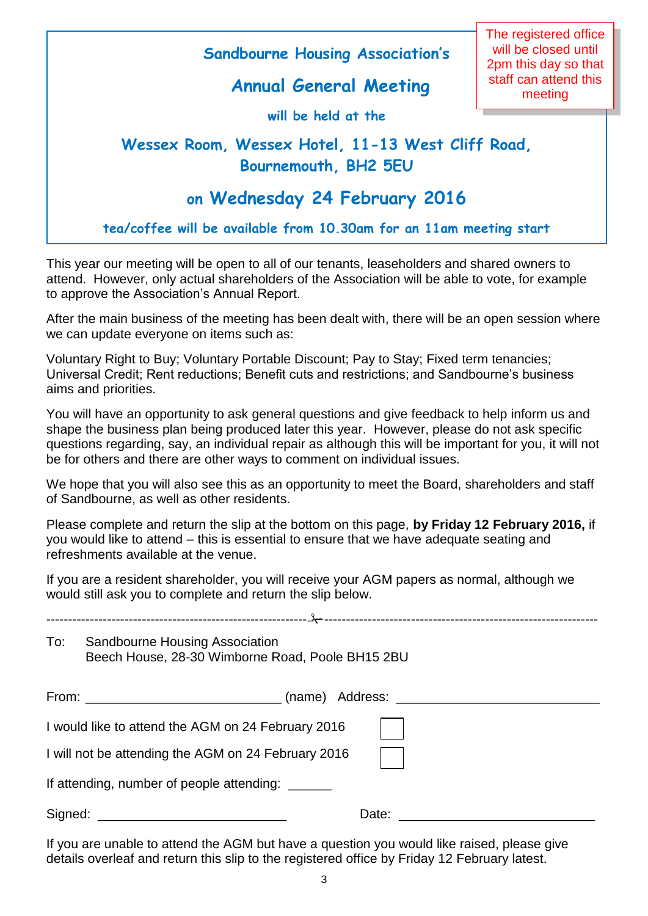> The registered office will be closed until 2pm this day so that staff can attend this meeting

## Sandbourne Housing Association's

# Annual General Meeting

**will be held at the**

## Wessex Room, Wessex Hotel, 11-13 West Cliff Road, Bournemouth, BH2 5EU

## on Wednesday 24 February 2016

**tea/coffee will be available from 10.30am for an 11am meeting start**

This year our meeting will be open to all of our tenants, leaseholders and shared owners to attend. However, only actual shareholders of the Association will be able to vote, for example to approve the Association's Annual Report.

After the main business of the meeting has been dealt with, there will be an open session where we can update everyone on items such as:

Voluntary Right to Buy; Voluntary Portable Discount; Pay to Stay; Fixed term tenancies; Universal Credit; Rent reductions; Benefit cuts and restrictions; and Sandbourne's business aims and priorities.

You will have an opportunity to ask general questions and give feedback to help inform us and shape the business plan being produced later this year. However, please do not ask specific questions regarding, say, an individual repair as although this will be important for you, it will not be for others and there are other ways to comment on individual issues.

We hope that you will also see this as an opportunity to meet the Board, shareholders and staff of Sandbourne, as well as other residents.

Please complete and return the slip at the bottom on this page, **by Friday 12 February 2016,** if you would like to attend – this is essential to ensure that we have adequate seating and refreshments available at the venue.

If you are a resident shareholder, you will receive your AGM papers as normal, although we would still ask you to complete and return the slip below.

------------------------------------------------------------✂------------------------------------------------------------

To: Sandbourne Housing Association
Beech House, 28-30 Wimborne Road, Poole BH15 2BU

From: ___________________________ (name) Address: ___________________________

I would like to attend the AGM on 24 February 2016 ☐

I will not be attending the AGM on 24 February 2016 ☐

If attending, number of people attending: ______

Signed: ___________________________ Date: ___________________________

If you are unable to attend the AGM but have a question you would like raised, please give details overleaf and return this slip to the registered office by Friday 12 February latest.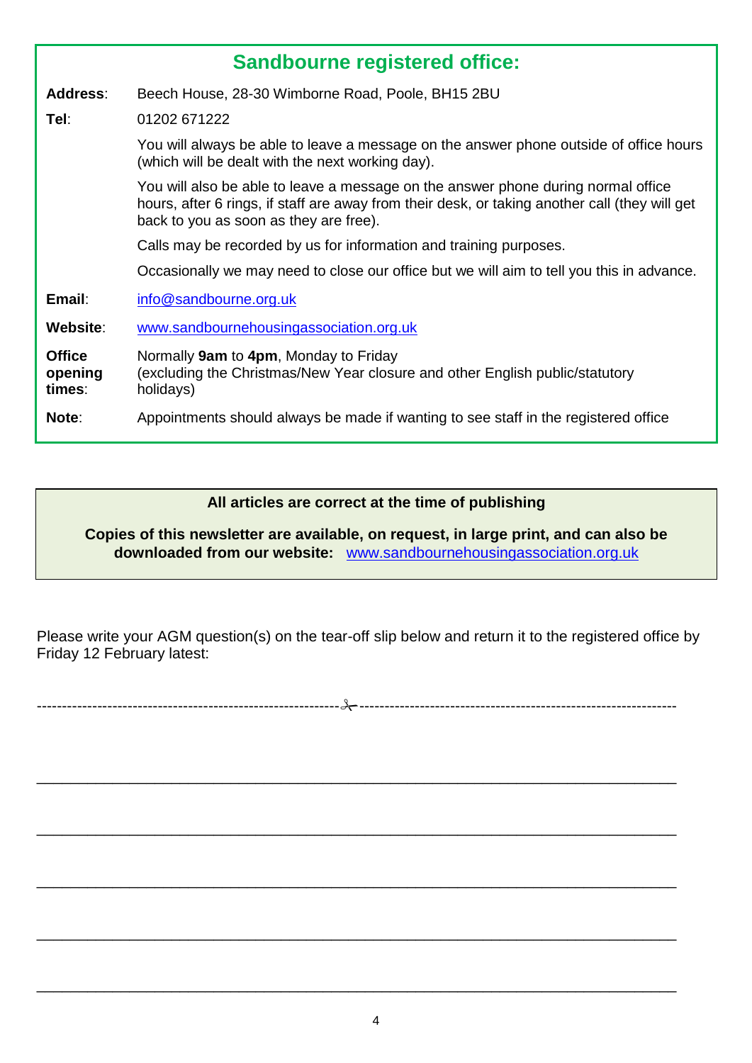## Sandbourne registered office:

| | |
|---|---|
| **Address**: | Beech House, 28-30 Wimborne Road, Poole, BH15 2BU |
| **Tel**: | 01202 671222 |
| | You will always be able to leave a message on the answer phone outside of office hours (which will be dealt with the next working day). |
| | You will also be able to leave a message on the answer phone during normal office hours, after 6 rings, if staff are away from their desk, or taking another call (they will get back to you as soon as they are free). |
| | Calls may be recorded by us for information and training purposes. |
| | Occasionally we may need to close our office but we will aim to tell you this in advance. |
| **Email**: | info@sandbourne.org.uk |
| **Website**: | www.sandbournehousingassociation.org.uk |
| **Office opening times**: | Normally **9am** to **4pm**, Monday to Friday (excluding the Christmas/New Year closure and other English public/statutory holidays) |
| **Note**: | Appointments should always be made if wanting to see staff in the registered office |

**All articles are correct at the time of publishing**

**Copies of this newsletter are available, on request, in large print, and can also be downloaded from our website:** www.sandbournehousingassociation.org.uk

Please write your AGM question(s) on the tear-off slip below and return it to the registered office by Friday 12 February latest:

------------------------------------------------------------✂------------------------------------------------------------

\_\_\_\_\_\_\_\_\_\_\_\_\_\_\_\_\_\_\_\_\_\_\_\_\_\_\_\_\_\_\_\_\_\_\_\_\_\_\_\_\_\_\_\_\_\_\_\_\_\_\_\_\_\_\_\_\_\_\_\_\_\_\_\_\_\_\_\_\_\_

\_\_\_\_\_\_\_\_\_\_\_\_\_\_\_\_\_\_\_\_\_\_\_\_\_\_\_\_\_\_\_\_\_\_\_\_\_\_\_\_\_\_\_\_\_\_\_\_\_\_\_\_\_\_\_\_\_\_\_\_\_\_\_\_\_\_\_\_\_\_

\_\_\_\_\_\_\_\_\_\_\_\_\_\_\_\_\_\_\_\_\_\_\_\_\_\_\_\_\_\_\_\_\_\_\_\_\_\_\_\_\_\_\_\_\_\_\_\_\_\_\_\_\_\_\_\_\_\_\_\_\_\_\_\_\_\_\_\_\_\_

\_\_\_\_\_\_\_\_\_\_\_\_\_\_\_\_\_\_\_\_\_\_\_\_\_\_\_\_\_\_\_\_\_\_\_\_\_\_\_\_\_\_\_\_\_\_\_\_\_\_\_\_\_\_\_\_\_\_\_\_\_\_\_\_\_\_\_\_\_\_

\_\_\_\_\_\_\_\_\_\_\_\_\_\_\_\_\_\_\_\_\_\_\_\_\_\_\_\_\_\_\_\_\_\_\_\_\_\_\_\_\_\_\_\_\_\_\_\_\_\_\_\_\_\_\_\_\_\_\_\_\_\_\_\_\_\_\_\_\_\_